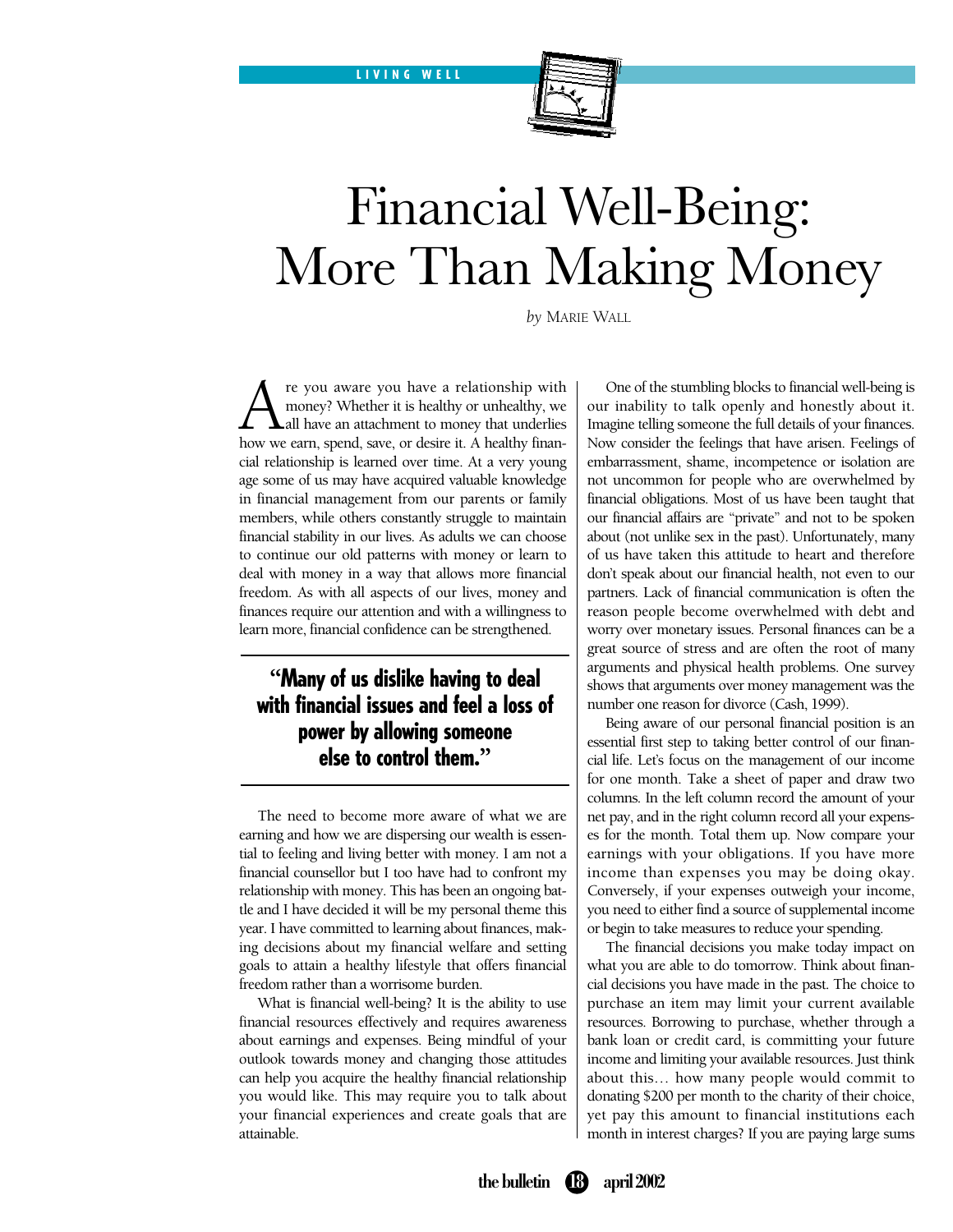LIVING WELL

# Financial Well-Being: More Than Making Money

*by* Marie Wall

Are you aware you have a relationship with money? Whether it is healthy or unhealthy, we all have an attachment to money that underlies how we earn, spend, save, or desire it. A healthy financial relationship is learned over time. At a very young age some of us may have acquired valuable knowledge in financial management from our parents or family members, while others constantly struggle to maintain financial stability in our lives. As adults we can choose to continue our old patterns with money or learn to deal with money in a way that allows more financial freedom. As with all aspects of our lives, money and finances require our attention and with a willingness to learn more, financial confidence can be strengthened.

> **"Many of us dislike having to deal with financial issues and feel a loss of power by allowing someone else to control them."**

The need to become more aware of what we are earning and how we are dispersing our wealth is essential to feeling and living better with money. I am not a financial counsellor but I too have had to confront my relationship with money. This has been an ongoing battle and I have decided it will be my personal theme this year. I have committed to learning about finances, making decisions about my financial welfare and setting goals to attain a healthy lifestyle that offers financial freedom rather than a worrisome burden.

What is financial well-being? It is the ability to use financial resources effectively and requires awareness about earnings and expenses. Being mindful of your outlook towards money and changing those attitudes can help you acquire the healthy financial relationship you would like. This may require you to talk about your financial experiences and create goals that are attainable.

One of the stumbling blocks to financial well-being is our inability to talk openly and honestly about it. Imagine telling someone the full details of your finances. Now consider the feelings that have arisen. Feelings of embarrassment, shame, incompetence or isolation are not uncommon for people who are overwhelmed by financial obligations. Most of us have been taught that our financial affairs are "private" and not to be spoken about (not unlike sex in the past). Unfortunately, many of us have taken this attitude to heart and therefore don't speak about our financial health, not even to our partners. Lack of financial communication is often the reason people become overwhelmed with debt and worry over monetary issues. Personal finances can be a great source of stress and are often the root of many arguments and physical health problems. One survey shows that arguments over money management was the number one reason for divorce (Cash, 1999).

Being aware of our personal financial position is an essential first step to taking better control of our financial life. Let's focus on the management of our income for one month. Take a sheet of paper and draw two columns. In the left column record the amount of your net pay, and in the right column record all your expenses for the month. Total them up. Now compare your earnings with your obligations. If you have more income than expenses you may be doing okay. Conversely, if your expenses outweigh your income, you need to either find a source of supplemental income or begin to take measures to reduce your spending.

The financial decisions you make today impact on what you are able to do tomorrow. Think about financial decisions you have made in the past. The choice to purchase an item may limit your current available resources. Borrowing to purchase, whether through a bank loan or credit card, is committing your future income and limiting your available resources. Just think about this… how many people would commit to donating $200 per month to the charity of their choice, yet pay this amount to financial institutions each month in interest charges? If you are paying large sums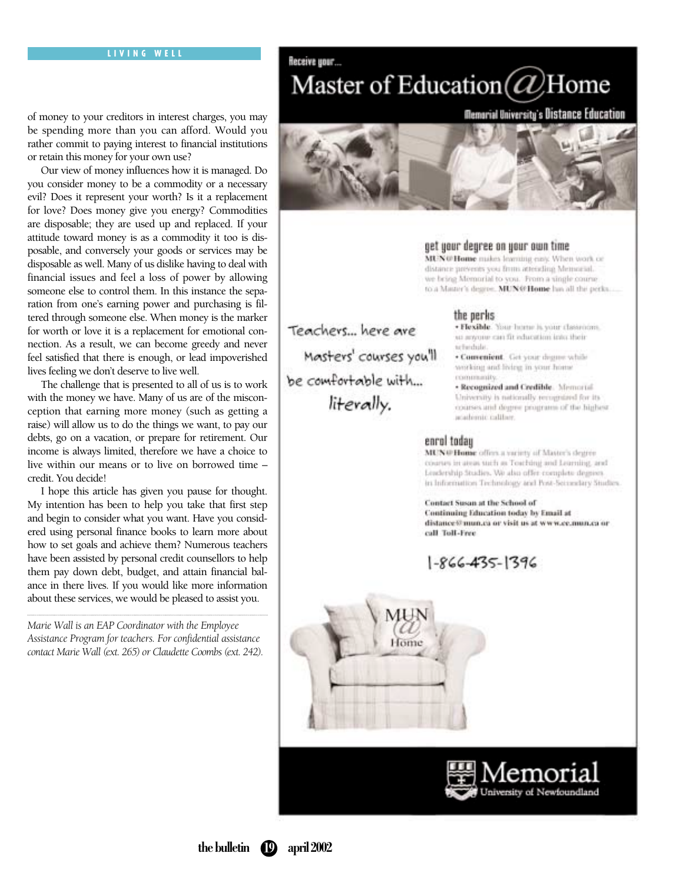of money to your creditors in interest charges, you may be spending more than you can afford. Would you rather commit to paying interest to financial institutions or retain this money for your own use?

Our view of money influences how it is managed. Do you consider money to be a commodity or a necessary evil? Does it represent your worth? Is it a replacement for love? Does money give you energy? Commodities are disposable; they are used up and replaced. If your attitude toward money is as a commodity it too is disposable, and conversely your goods or services may be disposable as well. Many of us dislike having to deal with financial issues and feel a loss of power by allowing someone else to control them. In this instance the separation from one's earning power and purchasing is filtered through someone else. When money is the marker for worth or love it is a replacement for emotional connection. As a result, we can become greedy and never feel satisfied that there is enough, or lead impoverished lives feeling we don't deserve to live well.

The challenge that is presented to all of us is to work with the money we have. Many of us are of the misconception that earning more money (such as getting a raise) will allow us to do the things we want, to pay our debts, go on a vacation, or prepare for retirement. Our income is always limited, therefore we have a choice to live within our means or to live on borrowed time – credit. You decide!

I hope this article has given you pause for thought. My intention has been to help you take that first step and begin to consider what you want. Have you considered using personal finance books to learn more about how to set goals and achieve them? Numerous teachers have been assisted by personal credit counsellors to help them pay down debt, budget, and attain financial balance in there lives. If you would like more information about these services, we would be pleased to assist you.

---

*Marie Wall is an EAP Coordinator with the Employee Assistance Program for teachers. For confidential assistance contact Marie Wall (ext. 265) or Claudette Coombs (ext. 242).*

---

Receive your...

# Master of Education@Home

Memorial University's Distance Education

## get your degree on your own time

**MUN@Home** makes learning easy. When work or distance prevents you from attending Memorial, we bring Memorial to you. From a single course to a Master's degree, **MUN@Home** has all the perks...

Teachers... here are Masters' courses you'll be comfortable with... literally.

## the perks

- **Flexible**. Your home is your classroom, so anyone can fit education into their schedule.
- **Convenient**. Get your degree while working and living in your home community.
- **Recognized and Credible**. Memorial University is nationally recognized for its courses and degree programs of the highest academic caliber.

## enrol today

**MUN@Home** offers a variety of Master's degree courses in areas such as Teaching and Learning, and Leadership Studies. We also offer complete degrees in Information Technology and Post-Secondary Studies.

**Contact Susan at the School of Continuing Education today by Email at distance@mun.ca or visit us at www.ce.mun.ca or call Toll-Free**

1-866-435-1396

MUN @ Home

Memorial University of Newfoundland